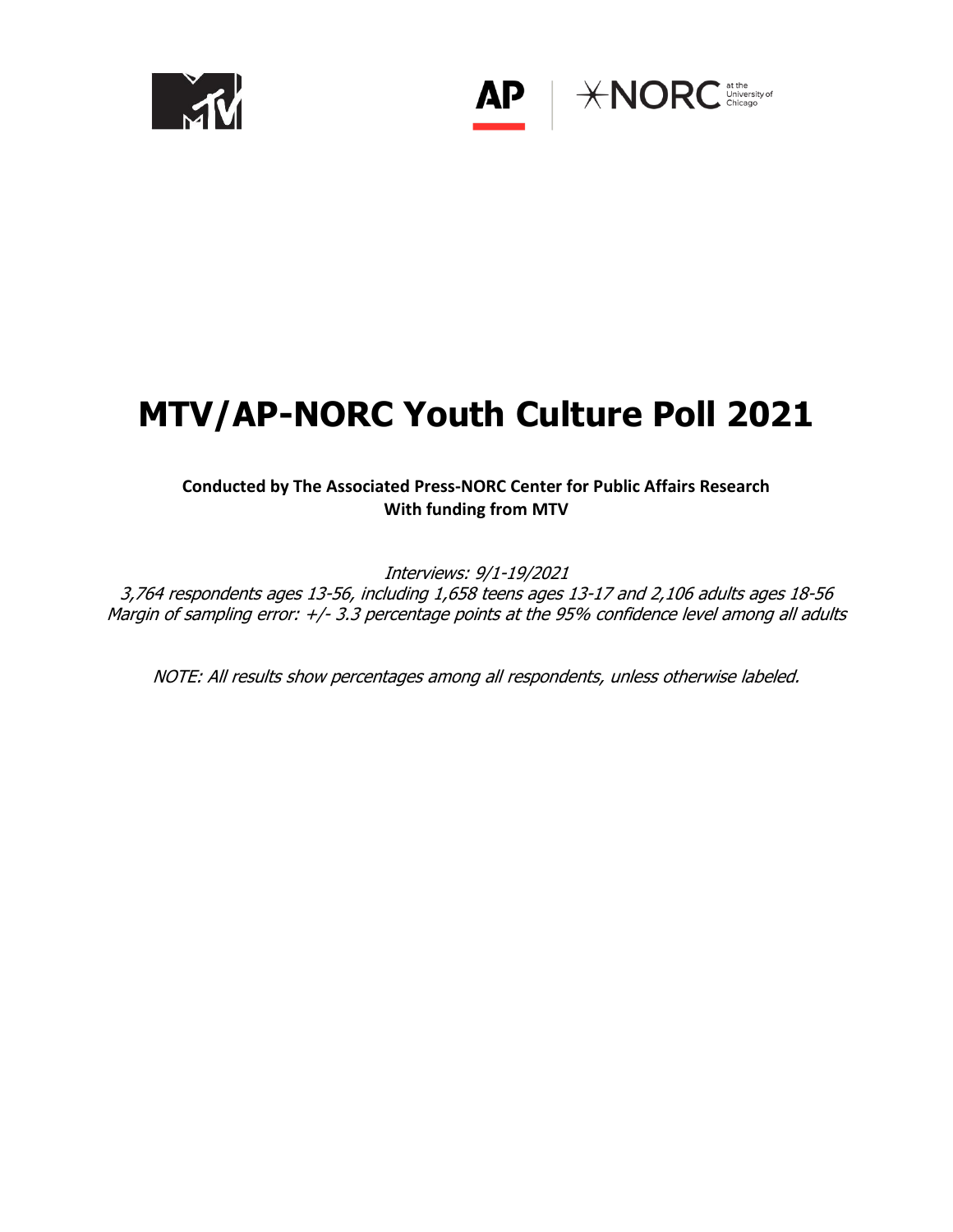# MTV/AP-NORC Youth Culture Poll 2021

**Conducted by The Associated Press-NORC Center for Public Affairs Research**
**With funding from MTV**

*Interviews: 9/1-19/2021*
*3,764 respondents ages 13-56, including 1,658 teens ages 13-17 and 2,106 adults ages 18-56*
*Margin of sampling error: +/- 3.3 percentage points at the 95% confidence level among all adults*

*NOTE: All results show percentages among all respondents, unless otherwise labeled.*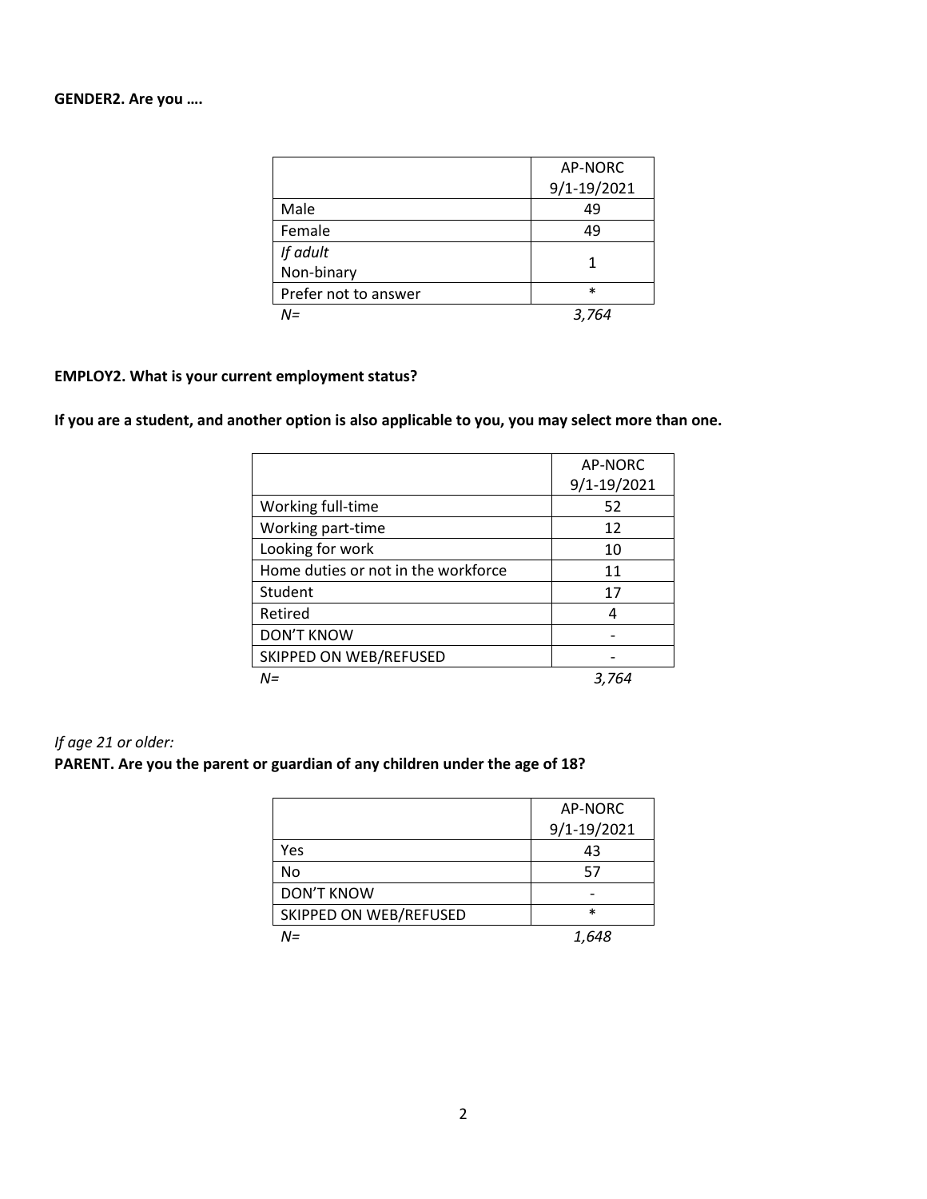**GENDER2. Are you ….**

| | AP-NORC 9/1-19/2021 |
|---|---|
| Male | 49 |
| Female | 49 |
| *If adult* Non-binary | 1 |
| Prefer not to answer | * |
| *N=* | *3,764* |

**EMPLOY2. What is your current employment status?**

**If you are a student, and another option is also applicable to you, you may select more than one.**

| | AP-NORC 9/1-19/2021 |
|---|---|
| Working full-time | 52 |
| Working part-time | 12 |
| Looking for work | 10 |
| Home duties or not in the workforce | 11 |
| Student | 17 |
| Retired | 4 |
| DON'T KNOW | - |
| SKIPPED ON WEB/REFUSED | - |
| *N=* | *3,764* |

*If age 21 or older:*

**PARENT. Are you the parent or guardian of any children under the age of 18?**

| | AP-NORC 9/1-19/2021 |
|---|---|
| Yes | 43 |
| No | 57 |
| DON'T KNOW | - |
| SKIPPED ON WEB/REFUSED | * |
| *N=* | *1,648* |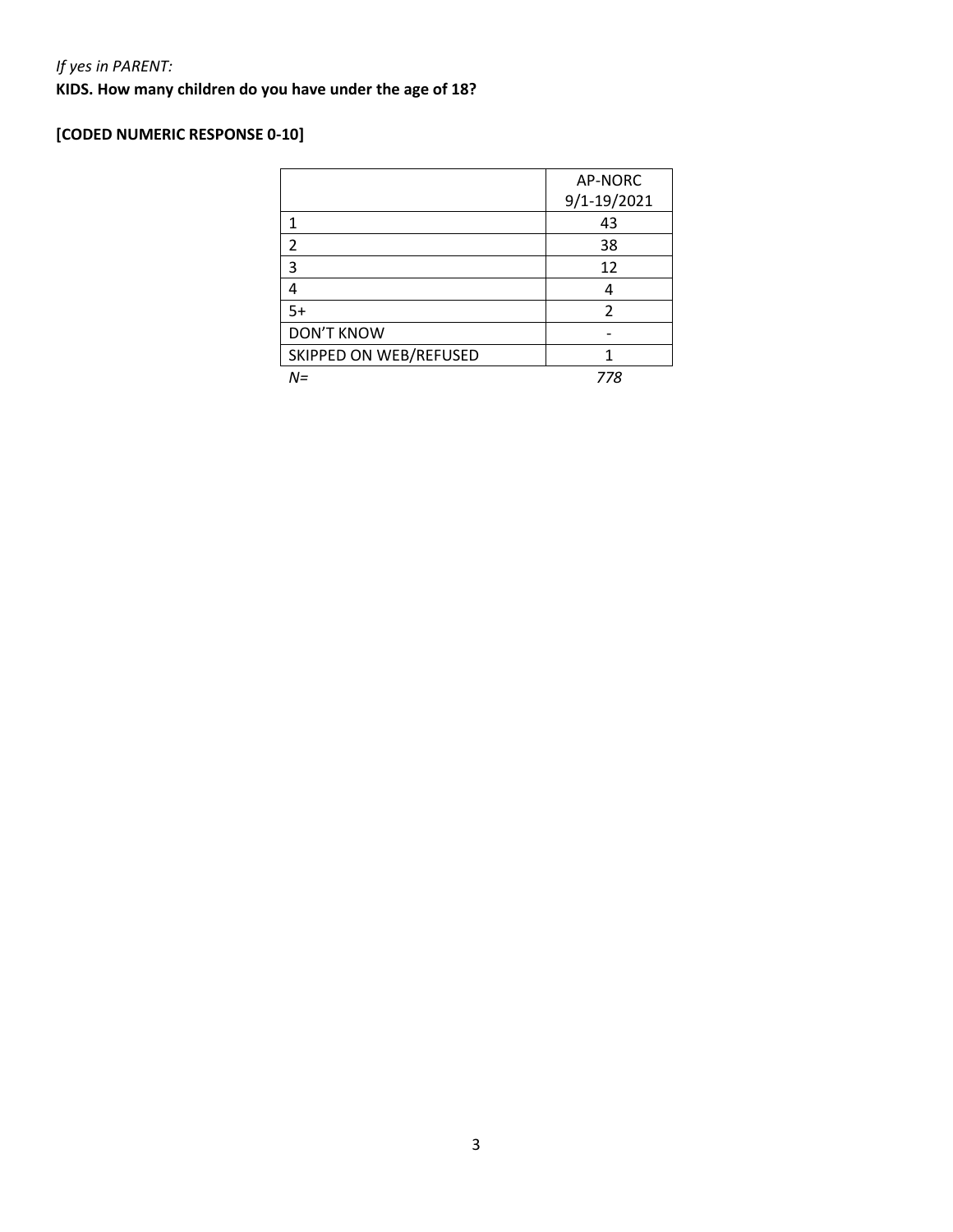*If yes in PARENT:*

**KIDS. How many children do you have under the age of 18?**

**[CODED NUMERIC RESPONSE 0-10]**

| | AP-NORC 9/1-19/2021 |
|---|---|
| 1 | 43 |
| 2 | 38 |
| 3 | 12 |
| 4 | 4 |
| 5+ | 2 |
| DON'T KNOW | - |
| SKIPPED ON WEB/REFUSED | 1 |
| *N=* | *778* |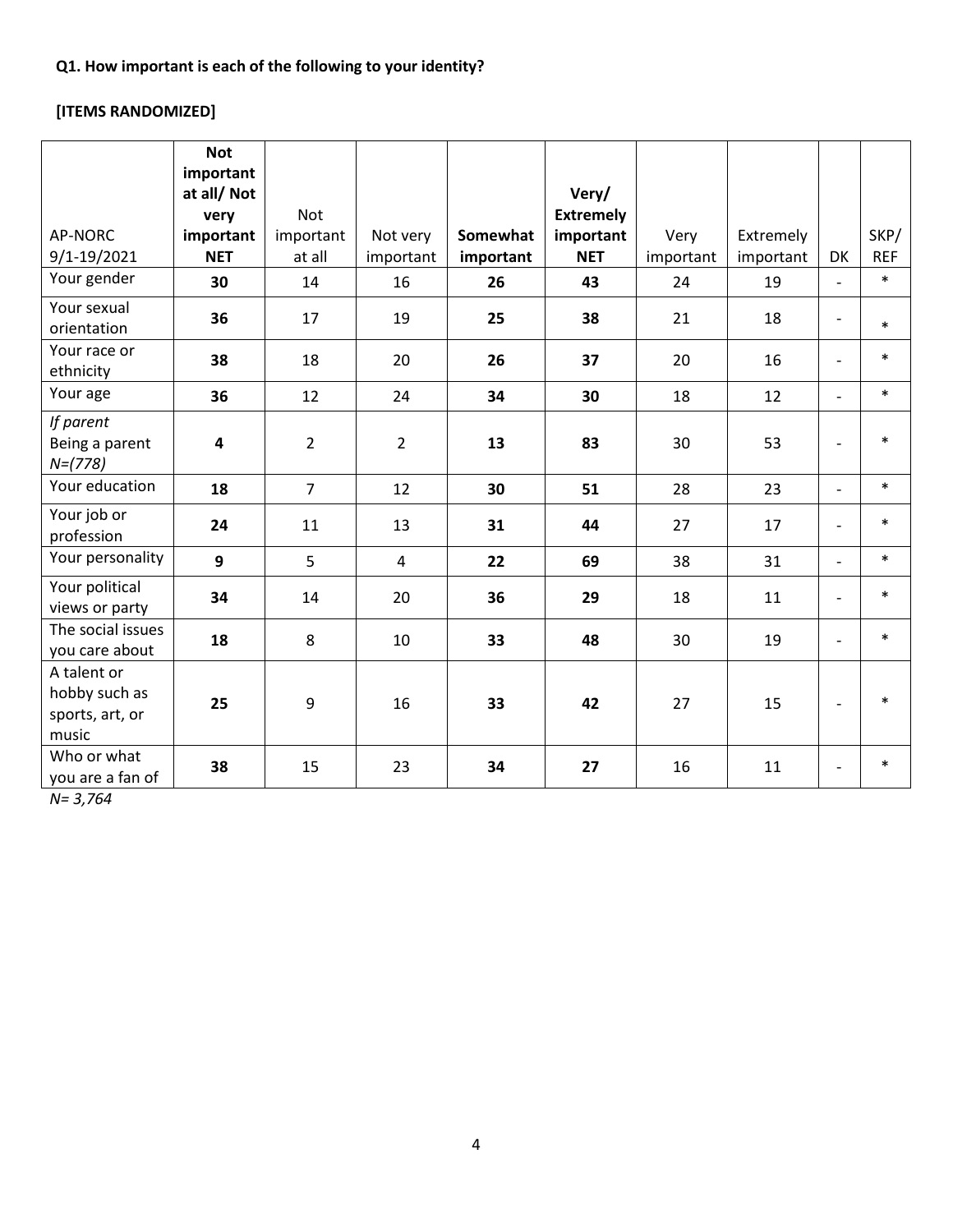**Q1. How important is each of the following to your identity?**

**[ITEMS RANDOMIZED]**

| AP-NORC 9/1-19/2021 | **Not important at all/ Not very important NET** | Not important at all | Not very important | **Somewhat important** | **Very/ Extremely important NET** | Very important | Extremely important | DK | SKP/ REF |
|---|---|---|---|---|---|---|---|---|---|
| Your gender | **30** | 14 | 16 | **26** | **43** | 24 | 19 | - | * |
| Your sexual orientation | **36** | 17 | 19 | **25** | **38** | 21 | 18 | - | * |
| Your race or ethnicity | **38** | 18 | 20 | **26** | **37** | 20 | 16 | - | * |
| Your age | **36** | 12 | 24 | **34** | **30** | 18 | 12 | - | * |
| *If parent* Being a parent *N=(778)* | **4** | 2 | 2 | **13** | **83** | 30 | 53 | - | * |
| Your education | **18** | 7 | 12 | **30** | **51** | 28 | 23 | - | * |
| Your job or profession | **24** | 11 | 13 | **31** | **44** | 27 | 17 | - | * |
| Your personality | **9** | 5 | 4 | **22** | **69** | 38 | 31 | - | * |
| Your political views or party | **34** | 14 | 20 | **36** | **29** | 18 | 11 | - | * |
| The social issues you care about | **18** | 8 | 10 | **33** | **48** | 30 | 19 | - | * |
| A talent or hobby such as sports, art, or music | **25** | 9 | 16 | **33** | **42** | 27 | 15 | - | * |
| Who or what you are a fan of | **38** | 15 | 23 | **34** | **27** | 16 | 11 | - | * |

*N= 3,764*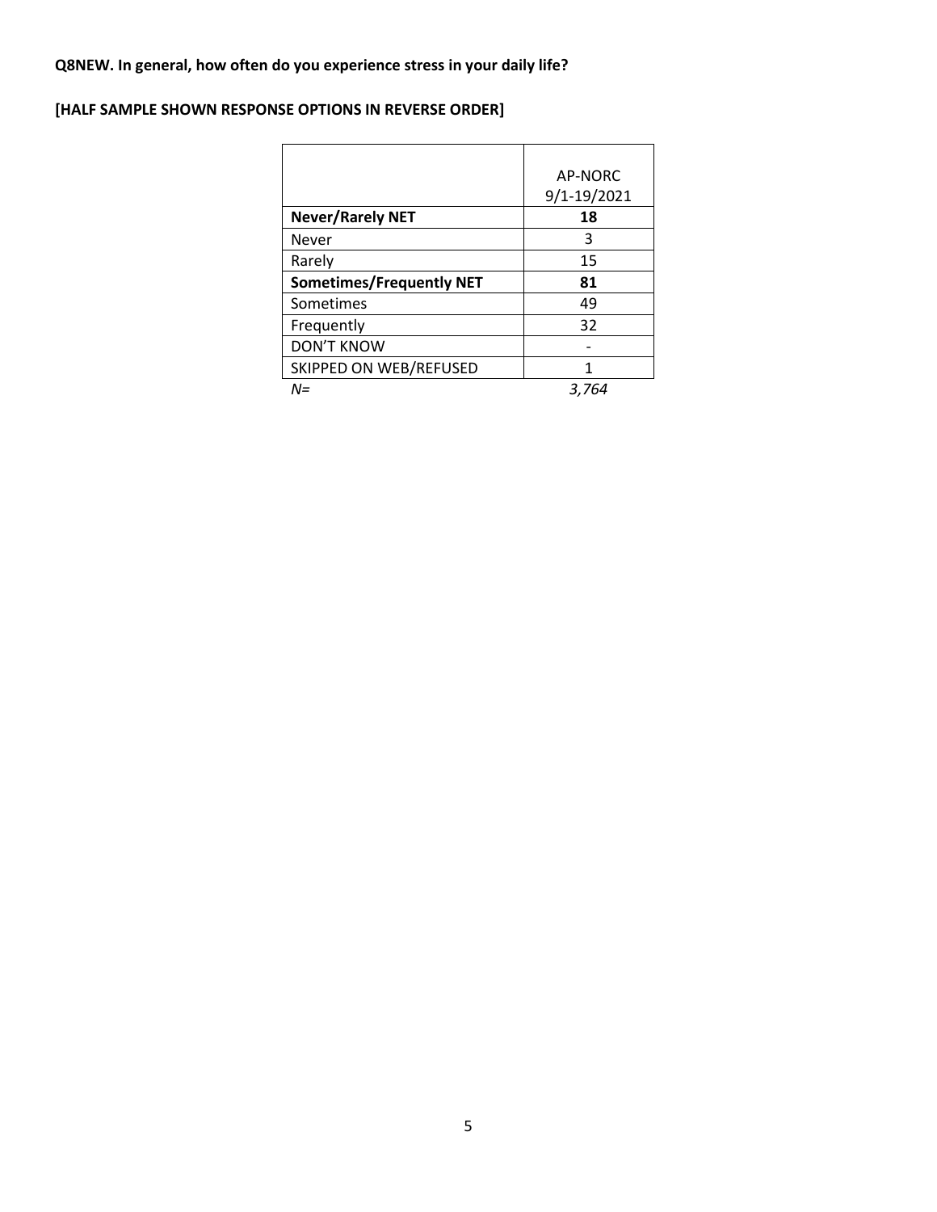**Q8NEW. In general, how often do you experience stress in your daily life?**

**[HALF SAMPLE SHOWN RESPONSE OPTIONS IN REVERSE ORDER]**

| | AP-NORC 9/1-19/2021 |
|---|---|
| **Never/Rarely NET** | **18** |
| Never | 3 |
| Rarely | 15 |
| **Sometimes/Frequently NET** | **81** |
| Sometimes | 49 |
| Frequently | 32 |
| DON'T KNOW | - |
| SKIPPED ON WEB/REFUSED | 1 |
| *N=* | *3,764* |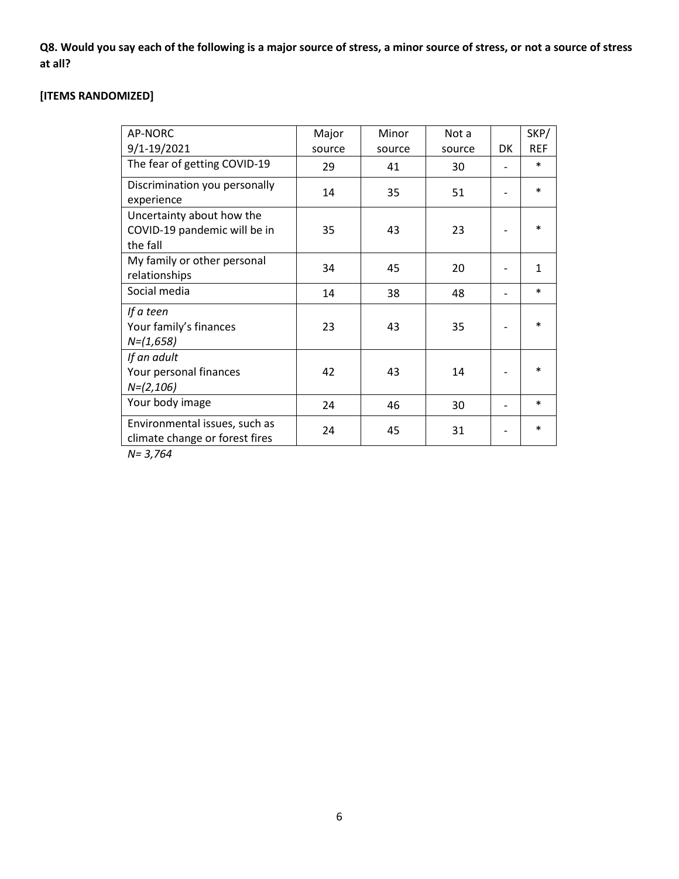**Q8. Would you say each of the following is a major source of stress, a minor source of stress, or not a source of stress at all?**

**[ITEMS RANDOMIZED]**

| AP-NORC 9/1-19/2021 | Major source | Minor source | Not a source | DK | SKP/ REF |
|---|---|---|---|---|---|
| The fear of getting COVID-19 | 29 | 41 | 30 | - | * |
| Discrimination you personally experience | 14 | 35 | 51 | - | * |
| Uncertainty about how the COVID-19 pandemic will be in the fall | 35 | 43 | 23 | - | * |
| My family or other personal relationships | 34 | 45 | 20 | - | 1 |
| Social media | 14 | 38 | 48 | - | * |
| *If a teen* Your family's finances *N=(1,658)* | 23 | 43 | 35 | - | * |
| *If an adult* Your personal finances *N=(2,106)* | 42 | 43 | 14 | - | * |
| Your body image | 24 | 46 | 30 | - | * |
| Environmental issues, such as climate change or forest fires | 24 | 45 | 31 | - | * |

*N= 3,764*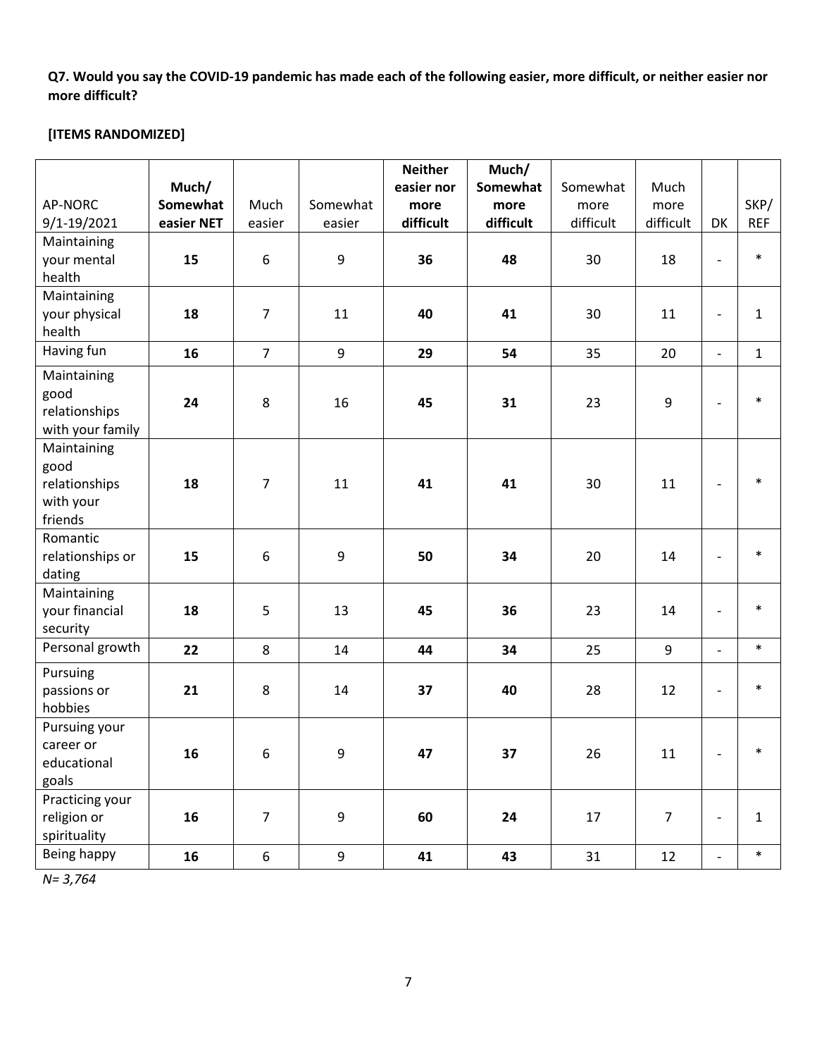**Q7. Would you say the COVID-19 pandemic has made each of the following easier, more difficult, or neither easier nor more difficult?**

**[ITEMS RANDOMIZED]**

| AP-NORC 9/1-19/2021 | **Much/ Somewhat easier NET** | Much easier | Somewhat easier | **Neither easier nor more difficult** | **Much/ Somewhat more difficult** | Somewhat more difficult | Much more difficult | DK | SKP/ REF |
|---|---|---|---|---|---|---|---|---|---|
| Maintaining your mental health | **15** | 6 | 9 | **36** | **48** | 30 | 18 | - | * |
| Maintaining your physical health | **18** | 7 | 11 | **40** | **41** | 30 | 11 | - | 1 |
| Having fun | **16** | 7 | 9 | **29** | **54** | 35 | 20 | - | 1 |
| Maintaining good relationships with your family | **24** | 8 | 16 | **45** | **31** | 23 | 9 | - | * |
| Maintaining good relationships with your friends | **18** | 7 | 11 | **41** | **41** | 30 | 11 | - | * |
| Romantic relationships or dating | **15** | 6 | 9 | **50** | **34** | 20 | 14 | - | * |
| Maintaining your financial security | **18** | 5 | 13 | **45** | **36** | 23 | 14 | - | * |
| Personal growth | **22** | 8 | 14 | **44** | **34** | 25 | 9 | - | * |
| Pursuing passions or hobbies | **21** | 8 | 14 | **37** | **40** | 28 | 12 | - | * |
| Pursuing your career or educational goals | **16** | 6 | 9 | **47** | **37** | 26 | 11 | - | * |
| Practicing your religion or spirituality | **16** | 7 | 9 | **60** | **24** | 17 | 7 | - | 1 |
| Being happy | **16** | 6 | 9 | **41** | **43** | 31 | 12 | - | * |

*N= 3,764*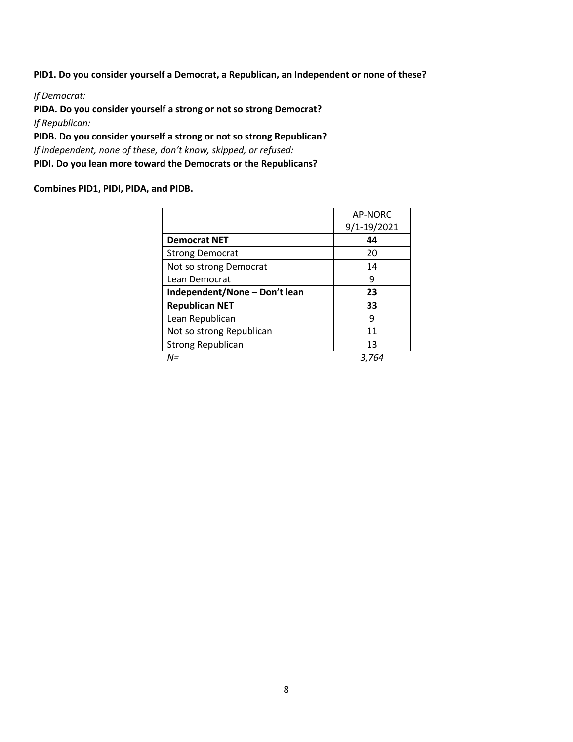**PID1. Do you consider yourself a Democrat, a Republican, an Independent or none of these?**

*If Democrat:*

**PIDA. Do you consider yourself a strong or not so strong Democrat?**

*If Republican:*

**PIDB. Do you consider yourself a strong or not so strong Republican?**

*If independent, none of these, don't know, skipped, or refused:*

**PIDI. Do you lean more toward the Democrats or the Republicans?**

**Combines PID1, PIDI, PIDA, and PIDB.**

| | AP-NORC 9/1-19/2021 |
|---|---|
| **Democrat NET** | **44** |
| Strong Democrat | 20 |
| Not so strong Democrat | 14 |
| Lean Democrat | 9 |
| **Independent/None – Don't lean** | **23** |
| **Republican NET** | **33** |
| Lean Republican | 9 |
| Not so strong Republican | 11 |
| Strong Republican | 13 |
| *N=* | *3,764* |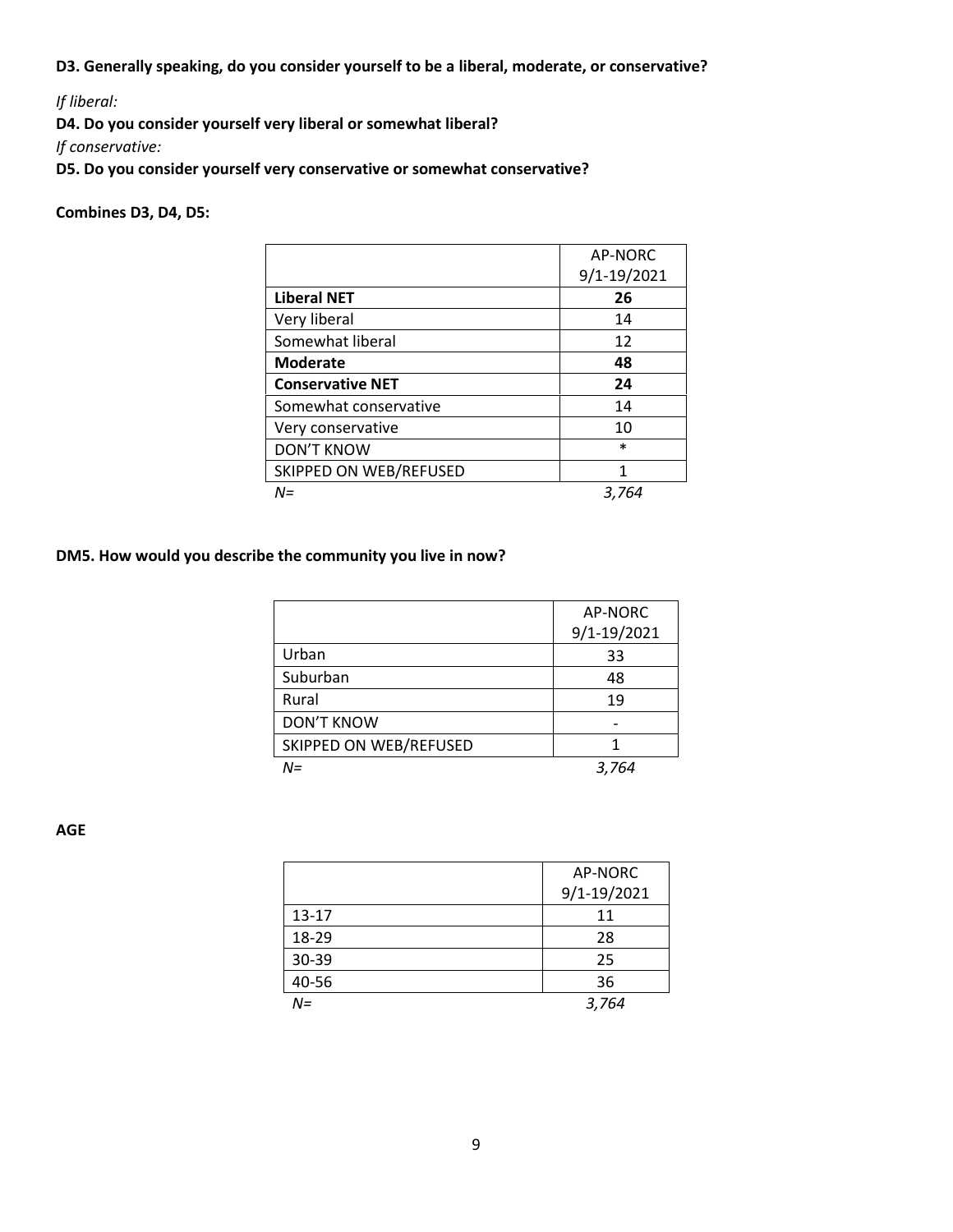**D3. Generally speaking, do you consider yourself to be a liberal, moderate, or conservative?**

*If liberal:*

**D4. Do you consider yourself very liberal or somewhat liberal?**

*If conservative:*

**D5. Do you consider yourself very conservative or somewhat conservative?**

**Combines D3, D4, D5:**

| | AP-NORC 9/1-19/2021 |
|---|---|
| **Liberal NET** | **26** |
| Very liberal | 14 |
| Somewhat liberal | 12 |
| **Moderate** | **48** |
| **Conservative NET** | **24** |
| Somewhat conservative | 14 |
| Very conservative | 10 |
| DON'T KNOW | * |
| SKIPPED ON WEB/REFUSED | 1 |
| *N=* | *3,764* |

**DM5. How would you describe the community you live in now?**

| | AP-NORC 9/1-19/2021 |
|---|---|
| Urban | 33 |
| Suburban | 48 |
| Rural | 19 |
| DON'T KNOW | - |
| SKIPPED ON WEB/REFUSED | 1 |
| *N=* | *3,764* |

**AGE**

| | AP-NORC 9/1-19/2021 |
|---|---|
| 13-17 | 11 |
| 18-29 | 28 |
| 30-39 | 25 |
| 40-56 | 36 |
| *N=* | *3,764* |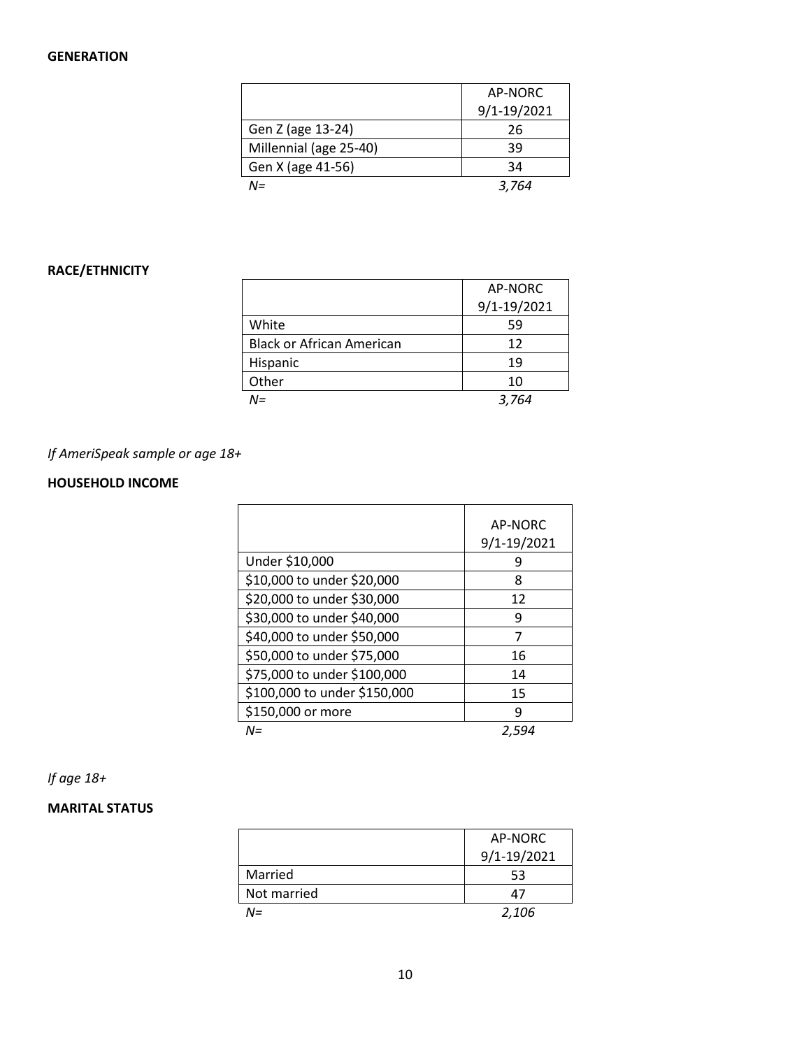**GENERATION**

| | AP-NORC 9/1-19/2021 |
|---|---|
| Gen Z (age 13-24) | 26 |
| Millennial (age 25-40) | 39 |
| Gen X (age 41-56) | 34 |
| *N=* | *3,764* |

**RACE/ETHNICITY**

| | AP-NORC 9/1-19/2021 |
|---|---|
| White | 59 |
| Black or African American | 12 |
| Hispanic | 19 |
| Other | 10 |
| *N=* | *3,764* |

*If AmeriSpeak sample or age 18+*

**HOUSEHOLD INCOME**

| | AP-NORC 9/1-19/2021 |
|---|---|
| Under $10,000 | 9 |
| $10,000 to under $20,000 | 8 |
| $20,000 to under $30,000 | 12 |
| $30,000 to under $40,000 | 9 |
| $40,000 to under $50,000 | 7 |
| $50,000 to under $75,000 | 16 |
| $75,000 to under $100,000 | 14 |
| $100,000 to under $150,000 | 15 |
| $150,000 or more | 9 |
| *N=* | *2,594* |

*If age 18+*

**MARITAL STATUS**

| | AP-NORC 9/1-19/2021 |
|---|---|
| Married | 53 |
| Not married | 47 |
| *N=* | *2,106* |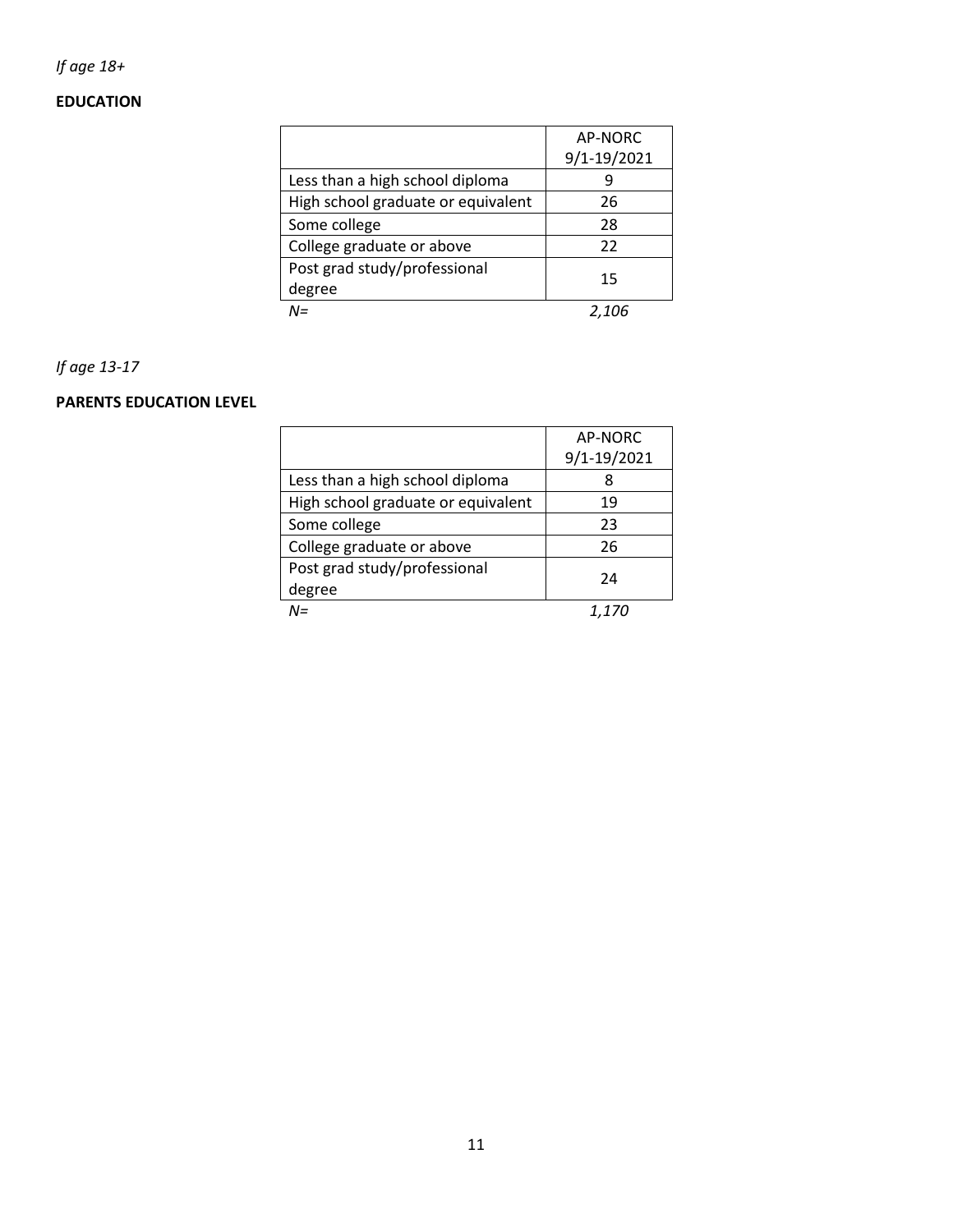*If age 18+*

**EDUCATION**

| | AP-NORC 9/1-19/2021 |
|---|---|
| Less than a high school diploma | 9 |
| High school graduate or equivalent | 26 |
| Some college | 28 |
| College graduate or above | 22 |
| Post grad study/professional degree | 15 |
| *N=* | *2,106* |

*If age 13-17*

**PARENTS EDUCATION LEVEL**

| | AP-NORC 9/1-19/2021 |
|---|---|
| Less than a high school diploma | 8 |
| High school graduate or equivalent | 19 |
| Some college | 23 |
| College graduate or above | 26 |
| Post grad study/professional degree | 24 |
| *N=* | *1,170* |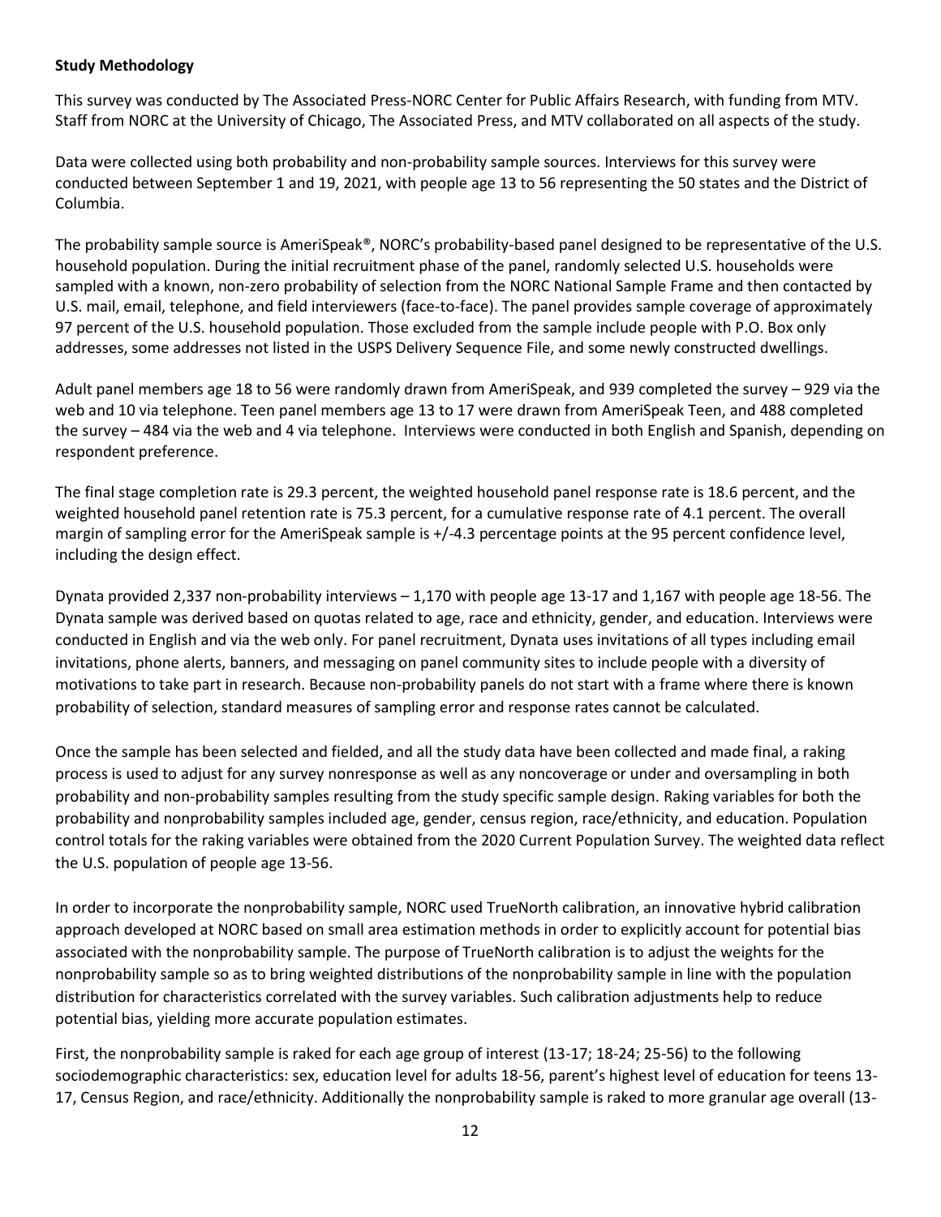**Study Methodology**

This survey was conducted by The Associated Press-NORC Center for Public Affairs Research, with funding from MTV. Staff from NORC at the University of Chicago, The Associated Press, and MTV collaborated on all aspects of the study.

Data were collected using both probability and non-probability sample sources. Interviews for this survey were conducted between September 1 and 19, 2021, with people age 13 to 56 representing the 50 states and the District of Columbia.

The probability sample source is AmeriSpeak®, NORC's probability-based panel designed to be representative of the U.S. household population. During the initial recruitment phase of the panel, randomly selected U.S. households were sampled with a known, non-zero probability of selection from the NORC National Sample Frame and then contacted by U.S. mail, email, telephone, and field interviewers (face-to-face). The panel provides sample coverage of approximately 97 percent of the U.S. household population. Those excluded from the sample include people with P.O. Box only addresses, some addresses not listed in the USPS Delivery Sequence File, and some newly constructed dwellings.

Adult panel members age 18 to 56 were randomly drawn from AmeriSpeak, and 939 completed the survey – 929 via the web and 10 via telephone. Teen panel members age 13 to 17 were drawn from AmeriSpeak Teen, and 488 completed the survey – 484 via the web and 4 via telephone. Interviews were conducted in both English and Spanish, depending on respondent preference.

The final stage completion rate is 29.3 percent, the weighted household panel response rate is 18.6 percent, and the weighted household panel retention rate is 75.3 percent, for a cumulative response rate of 4.1 percent. The overall margin of sampling error for the AmeriSpeak sample is +/-4.3 percentage points at the 95 percent confidence level, including the design effect.

Dynata provided 2,337 non-probability interviews – 1,170 with people age 13-17 and 1,167 with people age 18-56. The Dynata sample was derived based on quotas related to age, race and ethnicity, gender, and education. Interviews were conducted in English and via the web only. For panel recruitment, Dynata uses invitations of all types including email invitations, phone alerts, banners, and messaging on panel community sites to include people with a diversity of motivations to take part in research. Because non-probability panels do not start with a frame where there is known probability of selection, standard measures of sampling error and response rates cannot be calculated.

Once the sample has been selected and fielded, and all the study data have been collected and made final, a raking process is used to adjust for any survey nonresponse as well as any noncoverage or under and oversampling in both probability and non-probability samples resulting from the study specific sample design. Raking variables for both the probability and nonprobability samples included age, gender, census region, race/ethnicity, and education. Population control totals for the raking variables were obtained from the 2020 Current Population Survey. The weighted data reflect the U.S. population of people age 13-56.

In order to incorporate the nonprobability sample, NORC used TrueNorth calibration, an innovative hybrid calibration approach developed at NORC based on small area estimation methods in order to explicitly account for potential bias associated with the nonprobability sample. The purpose of TrueNorth calibration is to adjust the weights for the nonprobability sample so as to bring weighted distributions of the nonprobability sample in line with the population distribution for characteristics correlated with the survey variables. Such calibration adjustments help to reduce potential bias, yielding more accurate population estimates.

First, the nonprobability sample is raked for each age group of interest (13-17; 18-24; 25-56) to the following sociodemographic characteristics: sex, education level for adults 18-56, parent's highest level of education for teens 13-17, Census Region, and race/ethnicity. Additionally the nonprobability sample is raked to more granular age overall (13-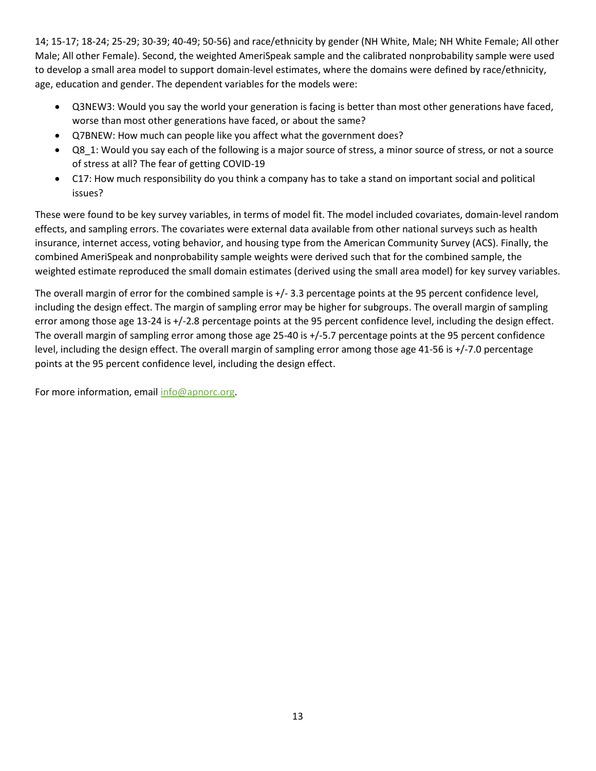14; 15-17; 18-24; 25-29; 30-39; 40-49; 50-56) and race/ethnicity by gender (NH White, Male; NH White Female; All other Male; All other Female). Second, the weighted AmeriSpeak sample and the calibrated nonprobability sample were used to develop a small area model to support domain-level estimates, where the domains were defined by race/ethnicity, age, education and gender. The dependent variables for the models were:

- Q3NEW3: Would you say the world your generation is facing is better than most other generations have faced, worse than most other generations have faced, or about the same?
- Q7BNEW: How much can people like you affect what the government does?
- Q8_1: Would you say each of the following is a major source of stress, a minor source of stress, or not a source of stress at all? The fear of getting COVID-19
- C17: How much responsibility do you think a company has to take a stand on important social and political issues?

These were found to be key survey variables, in terms of model fit. The model included covariates, domain-level random effects, and sampling errors. The covariates were external data available from other national surveys such as health insurance, internet access, voting behavior, and housing type from the American Community Survey (ACS). Finally, the combined AmeriSpeak and nonprobability sample weights were derived such that for the combined sample, the weighted estimate reproduced the small domain estimates (derived using the small area model) for key survey variables.

The overall margin of error for the combined sample is +/- 3.3 percentage points at the 95 percent confidence level, including the design effect. The margin of sampling error may be higher for subgroups. The overall margin of sampling error among those age 13-24 is +/-2.8 percentage points at the 95 percent confidence level, including the design effect. The overall margin of sampling error among those age 25-40 is +/-5.7 percentage points at the 95 percent confidence level, including the design effect. The overall margin of sampling error among those age 41-56 is +/-7.0 percentage points at the 95 percent confidence level, including the design effect.

For more information, email info@apnorc.org.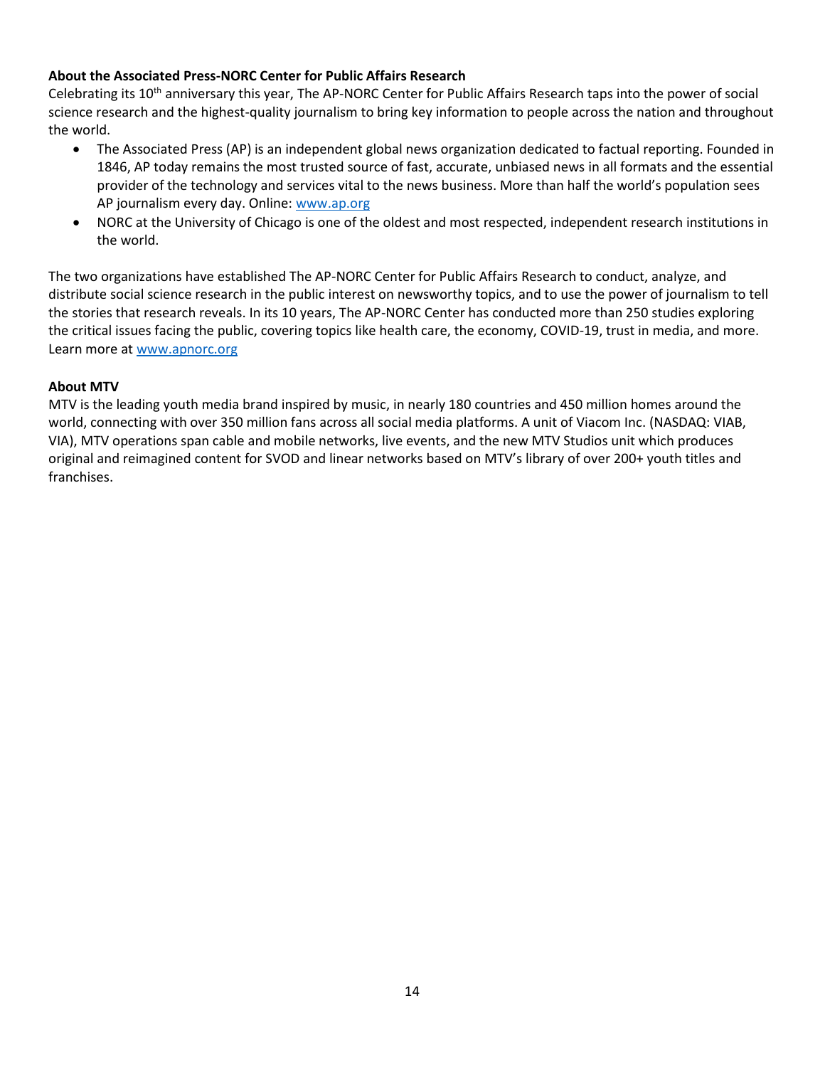**About the Associated Press-NORC Center for Public Affairs Research**

Celebrating its 10th anniversary this year, The AP-NORC Center for Public Affairs Research taps into the power of social science research and the highest-quality journalism to bring key information to people across the nation and throughout the world.

- The Associated Press (AP) is an independent global news organization dedicated to factual reporting. Founded in 1846, AP today remains the most trusted source of fast, accurate, unbiased news in all formats and the essential provider of the technology and services vital to the news business. More than half the world's population sees AP journalism every day. Online: [www.ap.org](www.ap.org)
- NORC at the University of Chicago is one of the oldest and most respected, independent research institutions in the world.

The two organizations have established The AP-NORC Center for Public Affairs Research to conduct, analyze, and distribute social science research in the public interest on newsworthy topics, and to use the power of journalism to tell the stories that research reveals. In its 10 years, The AP-NORC Center has conducted more than 250 studies exploring the critical issues facing the public, covering topics like health care, the economy, COVID-19, trust in media, and more. Learn more at [www.apnorc.org](www.apnorc.org)

**About MTV**

MTV is the leading youth media brand inspired by music, in nearly 180 countries and 450 million homes around the world, connecting with over 350 million fans across all social media platforms. A unit of Viacom Inc. (NASDAQ: VIAB, VIA), MTV operations span cable and mobile networks, live events, and the new MTV Studios unit which produces original and reimagined content for SVOD and linear networks based on MTV's library of over 200+ youth titles and franchises.